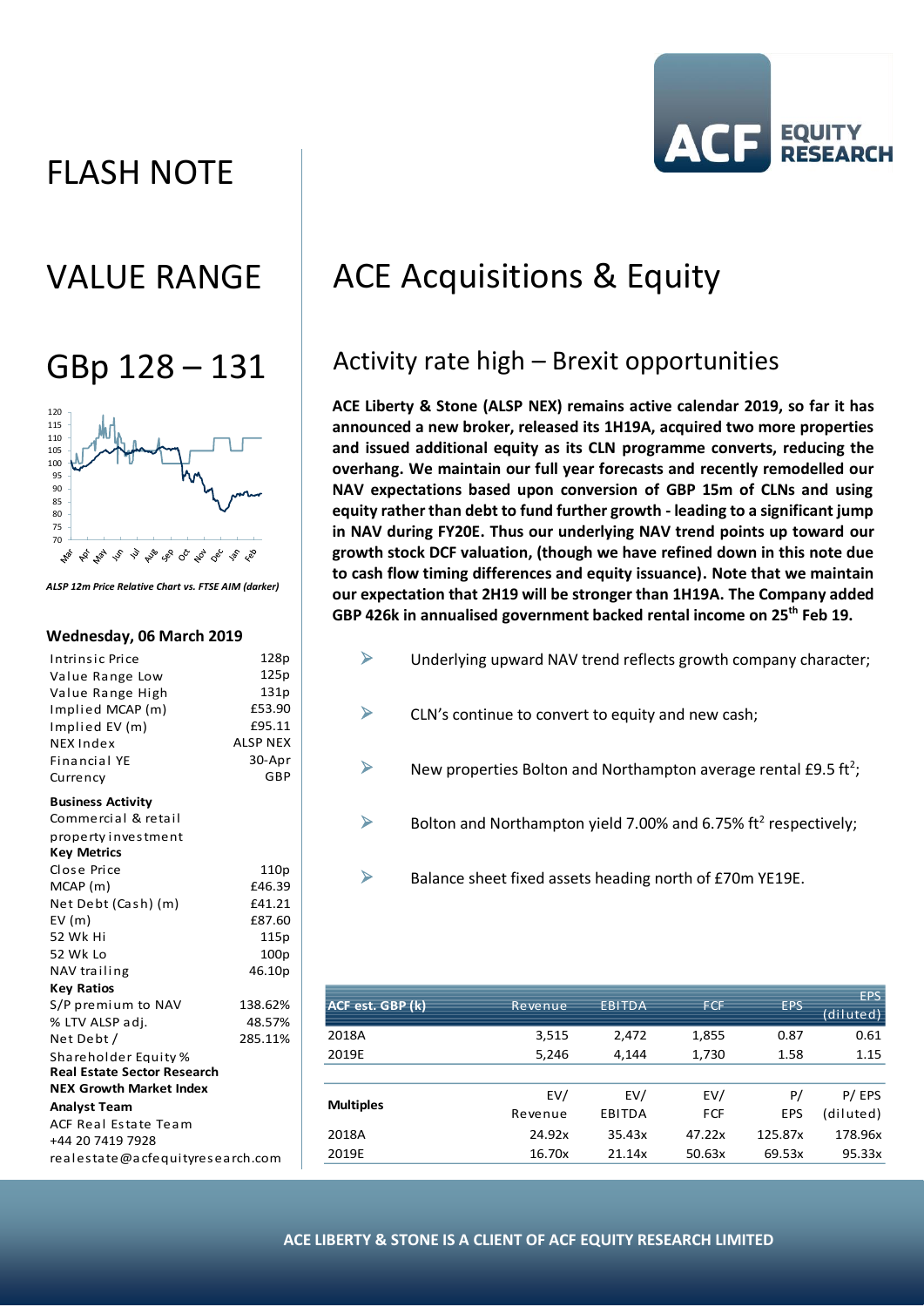# FLASH NOTE

## VALUE RANGE

## GBp 128 – 131

*ALSP 12m Price Relative Chart vs. FTSE AIM (darker)*

**Wednesday, 06 March 2019**

| | |
|---|---|
| Intrinsic Price | 128p |
| Value Range Low | 125p |
| Value Range High | 131p |
| Implied MCAP (m) | £53.90 |
| Implied EV (m) | £95.11 |
| NEX Index | ALSP NEX |
| Financial YE | 30-Apr |
| Currency | GBP |

**Business Activity**

Commercial & retail property investment

**Key Metrics**

| | |
|---|---|
| Close Price | 110p |
| MCAP (m) | £46.39 |
| Net Debt (Cash) (m) | £41.21 |
| EV (m) | £87.60 |
| 52 Wk Hi | 115p |
| 52 Wk Lo | 100p |
| NAV trailing | 46.10p |

**Key Ratios**

| | |
|---|---|
| S/P premium to NAV | 138.62% |
| % LTV ALSP adj. | 48.57% |
| Net Debt / Shareholder Equity % | 285.11% |

**Real Estate Sector Research**

**NEX Growth Market Index**

**Analyst Team**

ACF Real Estate Team

+44 20 7419 7928

realestate@acfequityresearch.com

# ACE Acquisitions & Equity

## Activity rate high – Brexit opportunities

**ACE Liberty & Stone (ALSP NEX) remains active calendar 2019, so far it has announced a new broker, released its 1H19A, acquired two more properties and issued additional equity as its CLN programme converts, reducing the overhang. We maintain our full year forecasts and recently remodelled our NAV expectations based upon conversion of GBP 15m of CLNs and using equity rather than debt to fund further growth - leading to a significant jump in NAV during FY20E. Thus our underlying NAV trend points up toward our growth stock DCF valuation, (though we have refined down in this note due to cash flow timing differences and equity issuance). Note that we maintain our expectation that 2H19 will be stronger than 1H19A. The Company added GBP 426k in annualised government backed rental income on 25th Feb 19.**

- Underlying upward NAV trend reflects growth company character;
- CLN's continue to convert to equity and new cash;
- New properties Bolton and Northampton average rental £9.5 ft$^2$;
- Bolton and Northampton yield 7.00% and 6.75% ft$^2$ respectively;
- Balance sheet fixed assets heading north of £70m YE19E.

| ACF est. GBP (k) | Revenue | EBITDA | FCF | EPS | EPS (diluted) |
|---|---|---|---|---|---|
| 2018A | 3,515 | 2,472 | 1,855 | 0.87 | 0.61 |
| 2019E | 5,246 | 4,144 | 1,730 | 1.58 | 1.15 |

| Multiples | EV/ Revenue | EV/ EBITDA | EV/ FCF | P/ EPS | P/ EPS (diluted) |
|---|---|---|---|---|---|
| 2018A | 24.92x | 35.43x | 47.22x | 125.87x | 178.96x |
| 2019E | 16.70x | 21.14x | 50.63x | 69.53x | 95.33x |

ACE LIBERTY & STONE IS A CLIENT OF ACF EQUITY RESEARCH LIMITED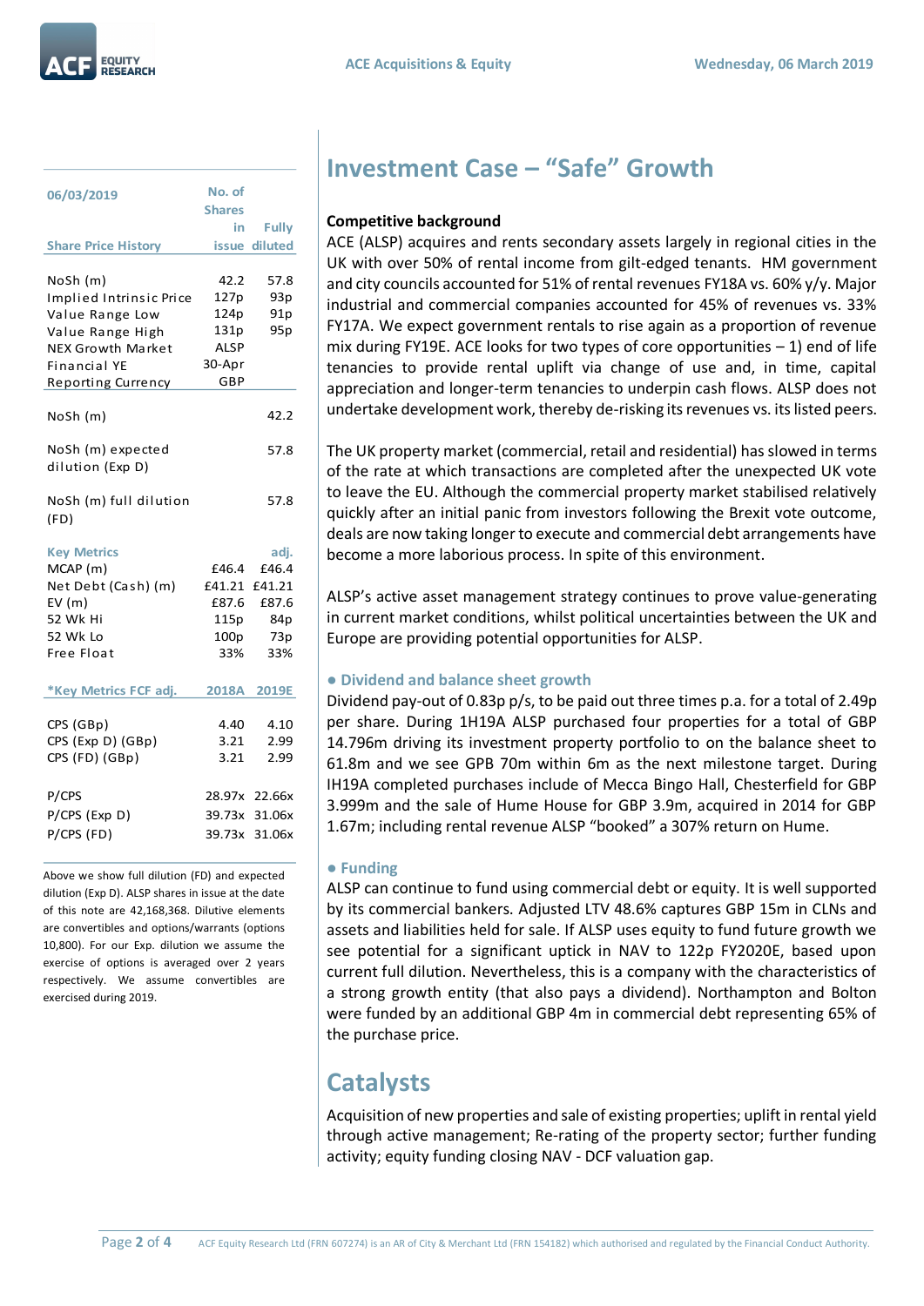| 06/03/2019 | No. of Shares in issue | Fully diluted |
|---|---|---|
| **Share Price History** | | |
| NoSh (m) | 42.2 | 57.8 |
| Implied Intrinsic Price | 127p | 93p |
| Value Range Low | 124p | 91p |
| Value Range High | 131p | 95p |
| NEX Growth Market | ALSP | |
| Financial YE | 30-Apr | |
| Reporting Currency | GBP | |

| | |
|---|---|
| NoSh (m) | 42.2 |
| NoSh (m) expected dilution (Exp D) | 57.8 |
| NoSh (m) full dilution (FD) | 57.8 |

| Key Metrics | | adj. |
|---|---|---|
| MCAP (m) | £46.4 | £46.4 |
| Net Debt (Cash) (m) | £41.21 | £41.21 |
| EV (m) | £87.6 | £87.6 |
| 52 Wk Hi | 115p | 84p |
| 52 Wk Lo | 100p | 73p |
| Free Float | 33% | 33% |

| *Key Metrics FCF adj. | 2018A | 2019E |
|---|---|---|
| CPS (GBp) | 4.40 | 4.10 |
| CPS (Exp D) (GBp) | 3.21 | 2.99 |
| CPS (FD) (GBp) | 3.21 | 2.99 |
| P/CPS | 28.97x | 22.66x |
| P/CPS (Exp D) | 39.73x | 31.06x |
| P/CPS (FD) | 39.73x | 31.06x |

Above we show full dilution (FD) and expected dilution (Exp D). ALSP shares in issue at the date of this note are 42,168,368. Dilutive elements are convertibles and options/warrants (options 10,800). For our Exp. dilution we assume the exercise of options is averaged over 2 years respectively. We assume convertibles are exercised during 2019.

# Investment Case – "Safe" Growth

**Competitive background**

ACE (ALSP) acquires and rents secondary assets largely in regional cities in the UK with over 50% of rental income from gilt-edged tenants. HM government and city councils accounted for 51% of rental revenues FY18A vs. 60% y/y. Major industrial and commercial companies accounted for 45% of revenues vs. 33% FY17A. We expect government rentals to rise again as a proportion of revenue mix during FY19E. ACE looks for two types of core opportunities – 1) end of life tenancies to provide rental uplift via change of use and, in time, capital appreciation and longer-term tenancies to underpin cash flows. ALSP does not undertake development work, thereby de-risking its revenues vs. its listed peers.

The UK property market (commercial, retail and residential) has slowed in terms of the rate at which transactions are completed after the unexpected UK vote to leave the EU. Although the commercial property market stabilised relatively quickly after an initial panic from investors following the Brexit vote outcome, deals are now taking longer to execute and commercial debt arrangements have become a more laborious process. In spite of this environment.

ALSP's active asset management strategy continues to prove value-generating in current market conditions, whilst political uncertainties between the UK and Europe are providing potential opportunities for ALSP.

### ● Dividend and balance sheet growth

Dividend pay-out of 0.83p p/s, to be paid out three times p.a. for a total of 2.49p per share. During 1H19A ALSP purchased four properties for a total of GBP 14.796m driving its investment property portfolio to on the balance sheet to 61.8m and we see GPB 70m within 6m as the next milestone target. During IH19A completed purchases include of Mecca Bingo Hall, Chesterfield for GBP 3.999m and the sale of Hume House for GBP 3.9m, acquired in 2014 for GBP 1.67m; including rental revenue ALSP "booked" a 307% return on Hume.

### ● Funding

ALSP can continue to fund using commercial debt or equity. It is well supported by its commercial bankers. Adjusted LTV 48.6% captures GBP 15m in CLNs and assets and liabilities held for sale. If ALSP uses equity to fund future growth we see potential for a significant uptick in NAV to 122p FY2020E, based upon current full dilution. Nevertheless, this is a company with the characteristics of a strong growth entity (that also pays a dividend). Northampton and Bolton were funded by an additional GBP 4m in commercial debt representing 65% of the purchase price.

# Catalysts

Acquisition of new properties and sale of existing properties; uplift in rental yield through active management; Re-rating of the property sector; further funding activity; equity funding closing NAV - DCF valuation gap.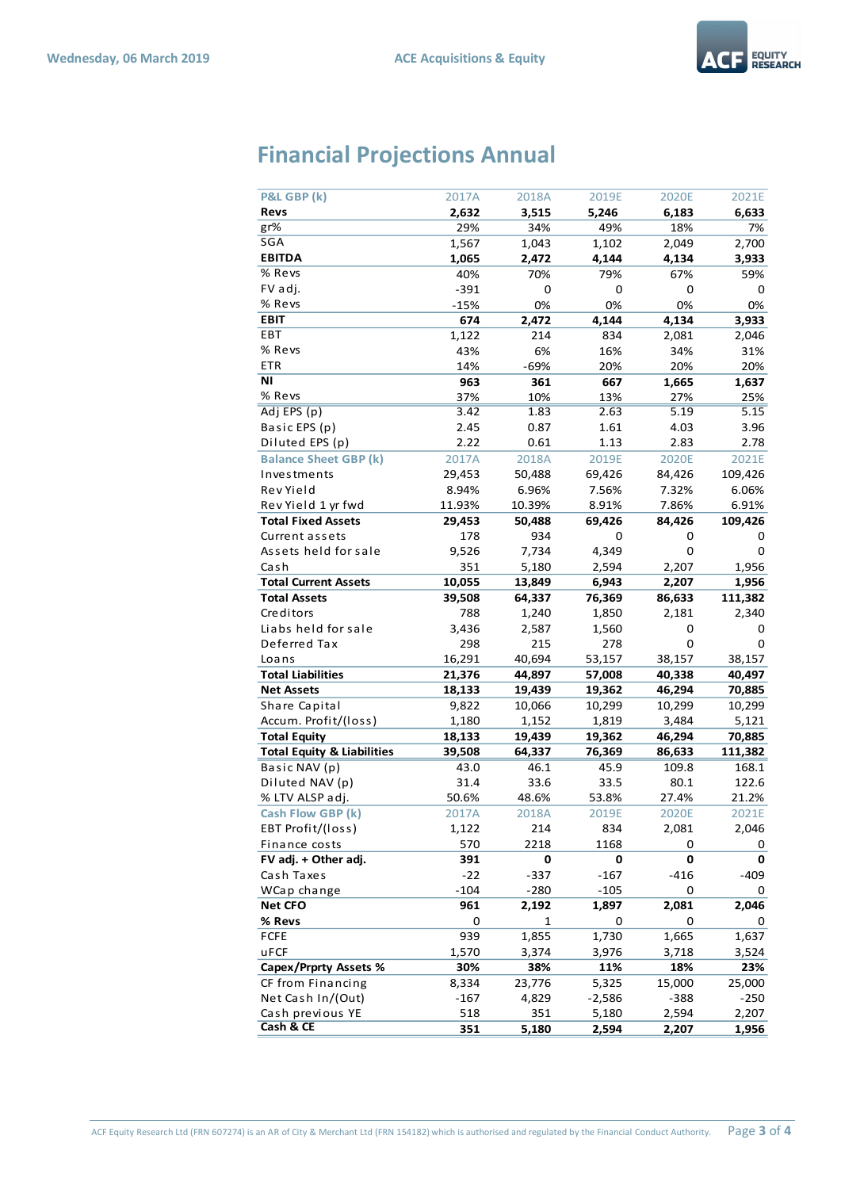# Financial Projections Annual

| P&L GBP (k) | 2017A | 2018A | 2019E | 2020E | 2021E |
|---|---|---|---|---|---|
| **Revs** | **2,632** | **3,515** | **5,246** | **6,183** | **6,633** |
| gr% | 29% | 34% | 49% | 18% | 7% |
| SGA | 1,567 | 1,043 | 1,102 | 2,049 | 2,700 |
| **EBITDA** | **1,065** | **2,472** | **4,144** | **4,134** | **3,933** |
| % Revs | 40% | 70% | 79% | 67% | 59% |
| FV adj. | -391 | 0 | 0 | 0 | 0 |
| % Revs | -15% | 0% | 0% | 0% | 0% |
| **EBIT** | **674** | **2,472** | **4,144** | **4,134** | **3,933** |
| EBT | 1,122 | 214 | 834 | 2,081 | 2,046 |
| % Revs | 43% | 6% | 16% | 34% | 31% |
| ETR | 14% | -69% | 20% | 20% | 20% |
| **NI** | **963** | **361** | **667** | **1,665** | **1,637** |
| % Revs | 37% | 10% | 13% | 27% | 25% |
| Adj EPS (p) | 3.42 | 1.83 | 2.63 | 5.19 | 5.15 |
| Basic EPS (p) | 2.45 | 0.87 | 1.61 | 4.03 | 3.96 |
| Diluted EPS (p) | 2.22 | 0.61 | 1.13 | 2.83 | 2.78 |
| **Balance Sheet GBP (k)** | 2017A | 2018A | 2019E | 2020E | 2021E |
| Investments | 29,453 | 50,488 | 69,426 | 84,426 | 109,426 |
| Rev Yield | 8.94% | 6.96% | 7.56% | 7.32% | 6.06% |
| Rev Yield 1 yr fwd | 11.93% | 10.39% | 8.91% | 7.86% | 6.91% |
| **Total Fixed Assets** | **29,453** | **50,488** | **69,426** | **84,426** | **109,426** |
| Current assets | 178 | 934 | 0 | 0 | 0 |
| Assets held for sale | 9,526 | 7,734 | 4,349 | 0 | 0 |
| Cash | 351 | 5,180 | 2,594 | 2,207 | 1,956 |
| **Total Current Assets** | **10,055** | **13,849** | **6,943** | **2,207** | **1,956** |
| **Total Assets** | **39,508** | **64,337** | **76,369** | **86,633** | **111,382** |
| Creditors | 788 | 1,240 | 1,850 | 2,181 | 2,340 |
| Liabs held for sale | 3,436 | 2,587 | 1,560 | 0 | 0 |
| Deferred Tax | 298 | 215 | 278 | 0 | 0 |
| Loans | 16,291 | 40,694 | 53,157 | 38,157 | 38,157 |
| **Total Liabilities** | **21,376** | **44,897** | **57,008** | **40,338** | **40,497** |
| **Net Assets** | **18,133** | **19,439** | **19,362** | **46,294** | **70,885** |
| Share Capital | 9,822 | 10,066 | 10,299 | 10,299 | 10,299 |
| Accum. Profit/(loss) | 1,180 | 1,152 | 1,819 | 3,484 | 5,121 |
| **Total Equity** | **18,133** | **19,439** | **19,362** | **46,294** | **70,885** |
| **Total Equity & Liabilities** | **39,508** | **64,337** | **76,369** | **86,633** | **111,382** |
| Basic NAV (p) | 43.0 | 46.1 | 45.9 | 109.8 | 168.1 |
| Diluted NAV (p) | 31.4 | 33.6 | 33.5 | 80.1 | 122.6 |
| % LTV ALSP adj. | 50.6% | 48.6% | 53.8% | 27.4% | 21.2% |
| **Cash Flow GBP (k)** | 2017A | 2018A | 2019E | 2020E | 2021E |
| EBT Profit/(loss) | 1,122 | 214 | 834 | 2,081 | 2,046 |
| Finance costs | 570 | 2218 | 1168 | 0 | 0 |
| **FV adj. + Other adj.** | **391** | **0** | **0** | **0** | **0** |
| Cash Taxes | -22 | -337 | -167 | -416 | -409 |
| WCap change | -104 | -280 | -105 | 0 | 0 |
| **Net CFO** | **961** | **2,192** | **1,897** | **2,081** | **2,046** |
| **% Revs** | 0 | 1 | 0 | 0 | 0 |
| FCFE | 939 | 1,855 | 1,730 | 1,665 | 1,637 |
| uFCF | 1,570 | 3,374 | 3,976 | 3,718 | 3,524 |
| **Capex/Prprty Assets %** | **30%** | **38%** | **11%** | **18%** | **23%** |
| CF from Financing | 8,334 | 23,776 | 5,325 | 15,000 | 25,000 |
| Net Cash In/(Out) | -167 | 4,829 | -2,586 | -388 | -250 |
| Cash previous YE | 518 | 351 | 5,180 | 2,594 | 2,207 |
| **Cash & CE** | **351** | **5,180** | **2,594** | **2,207** | **1,956** |

ACF Equity Research Ltd (FRN 607274) is an AR of City & Merchant Ltd (FRN 154182) which is authorised and regulated by the Financial Conduct Authority.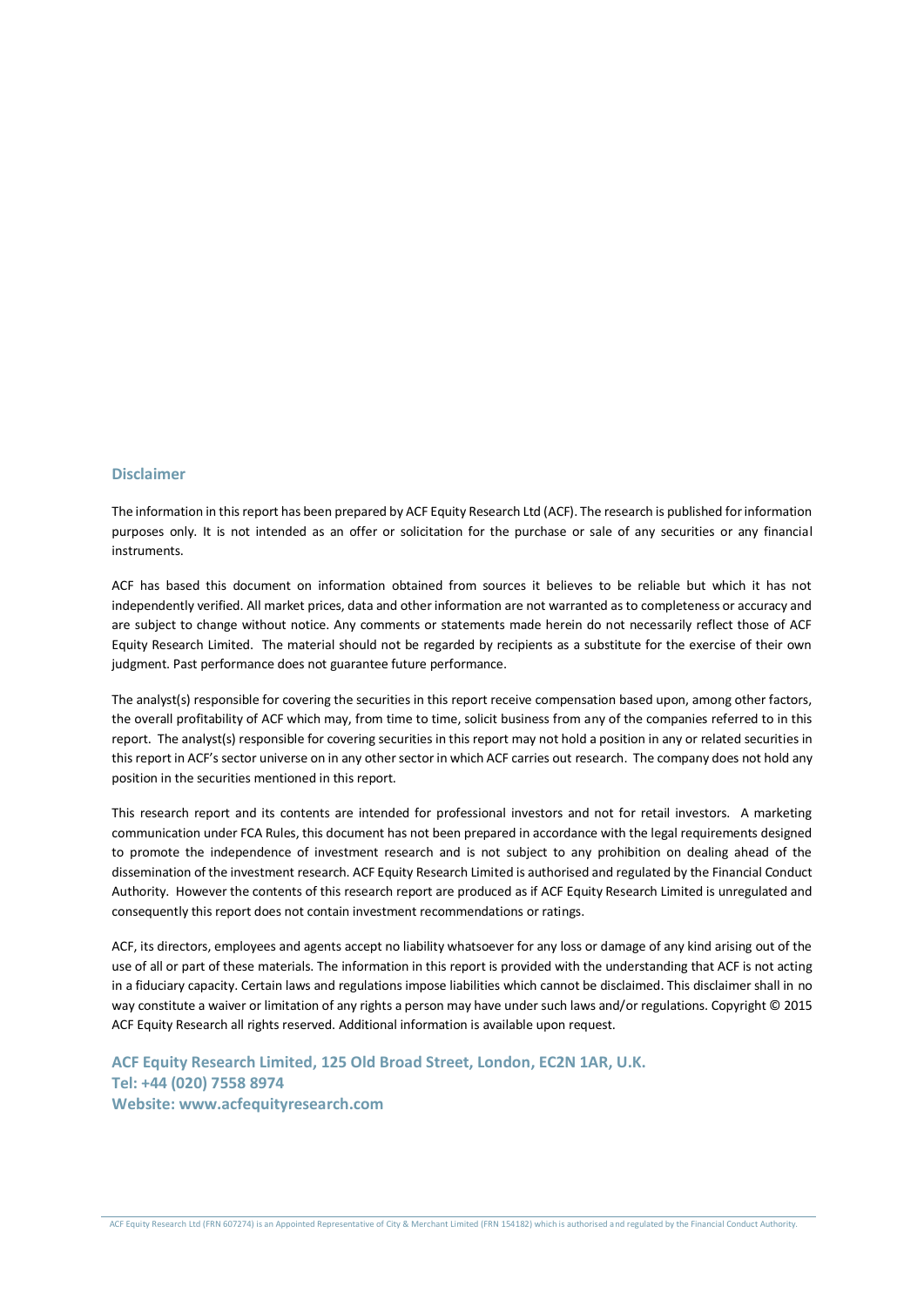## Disclaimer

The information in this report has been prepared by ACF Equity Research Ltd (ACF). The research is published for information purposes only. It is not intended as an offer or solicitation for the purchase or sale of any securities or any financial instruments.

ACF has based this document on information obtained from sources it believes to be reliable but which it has not independently verified. All market prices, data and other information are not warranted as to completeness or accuracy and are subject to change without notice. Any comments or statements made herein do not necessarily reflect those of ACF Equity Research Limited. The material should not be regarded by recipients as a substitute for the exercise of their own judgment. Past performance does not guarantee future performance.

The analyst(s) responsible for covering the securities in this report receive compensation based upon, among other factors, the overall profitability of ACF which may, from time to time, solicit business from any of the companies referred to in this report. The analyst(s) responsible for covering securities in this report may not hold a position in any or related securities in this report in ACF's sector universe on in any other sector in which ACF carries out research. The company does not hold any position in the securities mentioned in this report.

This research report and its contents are intended for professional investors and not for retail investors. A marketing communication under FCA Rules, this document has not been prepared in accordance with the legal requirements designed to promote the independence of investment research and is not subject to any prohibition on dealing ahead of the dissemination of the investment research. ACF Equity Research Limited is authorised and regulated by the Financial Conduct Authority. However the contents of this research report are produced as if ACF Equity Research Limited is unregulated and consequently this report does not contain investment recommendations or ratings.

ACF, its directors, employees and agents accept no liability whatsoever for any loss or damage of any kind arising out of the use of all or part of these materials. The information in this report is provided with the understanding that ACF is not acting in a fiduciary capacity. Certain laws and regulations impose liabilities which cannot be disclaimed. This disclaimer shall in no way constitute a waiver or limitation of any rights a person may have under such laws and/or regulations. Copyright © 2015 ACF Equity Research all rights reserved. Additional information is available upon request.

**ACF Equity Research Limited, 125 Old Broad Street, London, EC2N 1AR, U.K.**
**Tel: +44 (020) 7558 8974**
**Website: www.acfequityresearch.com**

ACF Equity Research Ltd (FRN 607274) is an Appointed Representative of City & Merchant Limited (FRN 154182) which is authorised and regulated by the Financial Conduct Authority.